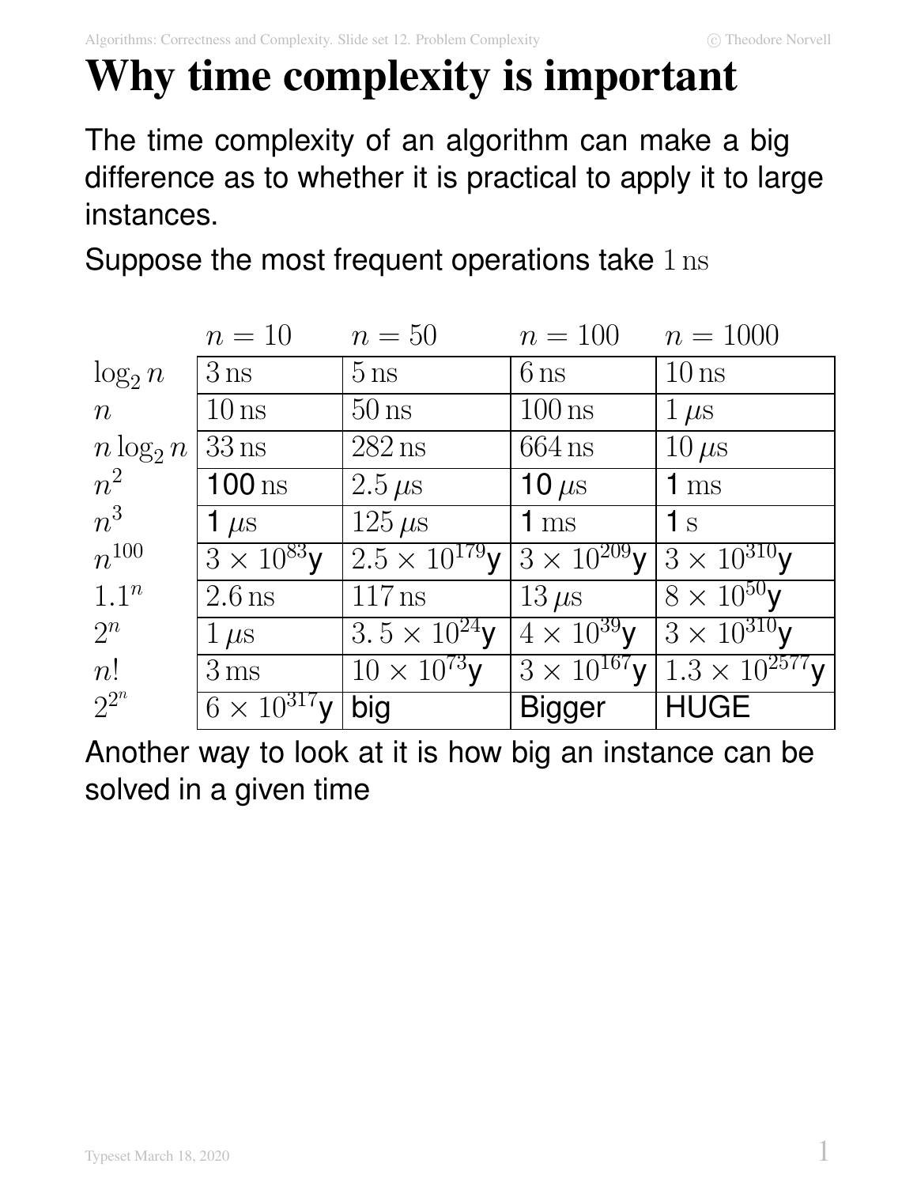# Why time complexity is important

The time complexity of an algorithm can make a big difference as to whether it is practical to apply it to large instances.

Suppose the most frequent operations take $1\,\mathrm{ns}$

| | $n = 10$ | $n = 50$ | $n = 100$ | $n = 1000$ |
|---|---|---|---|---|
| $\log_2 n$ | $3\,\mathrm{ns}$ | $5\,\mathrm{ns}$ | $6\,\mathrm{ns}$ | $10\,\mathrm{ns}$ |
| $n$ | $10\,\mathrm{ns}$ | $50\,\mathrm{ns}$ | $100\,\mathrm{ns}$ | $1\,\mu\mathrm{s}$ |
| $n \log_2 n$ | $33\,\mathrm{ns}$ | $282\,\mathrm{ns}$ | $664\,\mathrm{ns}$ | $10\,\mu\mathrm{s}$ |
| $n^2$ | 100 $\mathrm{ns}$ | $2.5\,\mu\mathrm{s}$ | 10 $\mu\mathrm{s}$ | 1 $\mathrm{ms}$ |
| $n^3$ | 1 $\mu\mathrm{s}$ | $125\,\mu\mathrm{s}$ | 1 $\mathrm{ms}$ | 1 $\mathrm{s}$ |
| $n^{100}$ | $3 \times 10^{83}$y | $2.5 \times 10^{179}$y | $3 \times 10^{209}$y | $3 \times 10^{310}$y |
| $1.1^n$ | $2.6\,\mathrm{ns}$ | $117\,\mathrm{ns}$ | $13\,\mu\mathrm{s}$ | $8 \times 10^{50}$y |
| $2^n$ | $1\,\mu\mathrm{s}$ | $3.5 \times 10^{24}$y | $4 \times 10^{39}$y | $3 \times 10^{310}$y |
| $n!$ | $3\,\mathrm{ms}$ | $10 \times 10^{73}$y | $3 \times 10^{167}$y | $1.3 \times 10^{2577}$y |
| $2^{2^n}$ | $6 \times 10^{317}$y | big | Bigger | HUGE |

Another way to look at it is how big an instance can be solved in a given time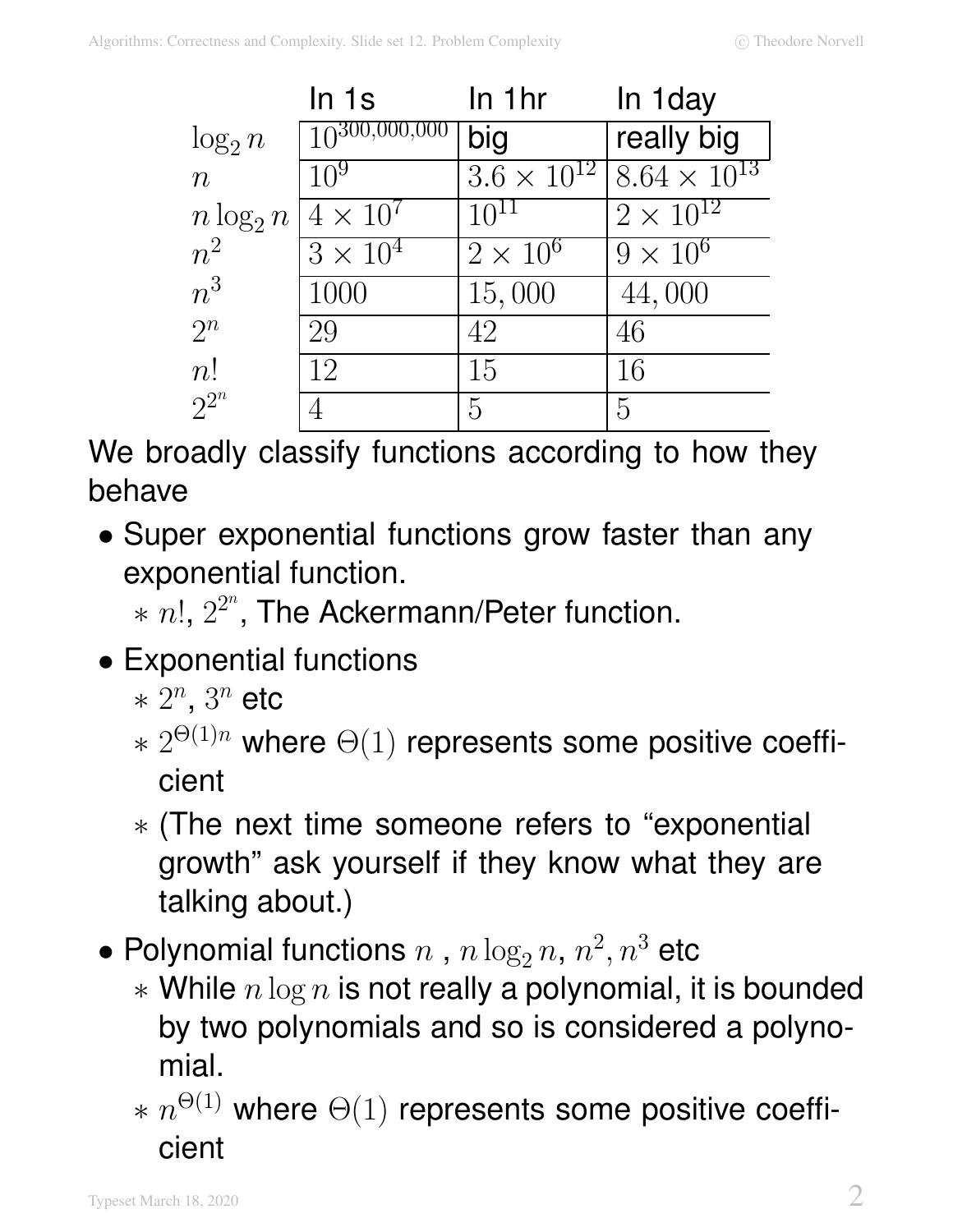| | In 1s | In 1hr | In 1day |
|---|---|---|---|
| $\log_2 n$ | $10^{300,000,000}$ | big | really big |
| $n$ | $10^9$ | $3.6 \times 10^{12}$ | $8.64 \times 10^{13}$ |
| $n \log_2 n$ | $4 \times 10^7$ | $10^{11}$ | $2 \times 10^{12}$ |
| $n^2$ | $3 \times 10^4$ | $2 \times 10^6$ | $9 \times 10^6$ |
| $n^3$ | $1000$ | $15,000$ | $44,000$ |
| $2^n$ | $29$ | $42$ | $46$ |
| $n!$ | $12$ | $15$ | $16$ |
| $2^{2^n}$ | $4$ | $5$ | $5$ |

We broadly classify functions according to how they behave

- Super exponential functions grow faster than any exponential function.
  - $n!$, $2^{2^n}$, The Ackermann/Peter function.
- Exponential functions
  - $2^n$, $3^n$ etc
  - $2^{\Theta(1)n}$ where $\Theta(1)$ represents some positive coefficient
  - (The next time someone refers to "exponential growth" ask yourself if they know what they are talking about.)
- Polynomial functions $n$ , $n \log_2 n$, $n^2, n^3$ etc
  - While $n \log n$ is not really a polynomial, it is bounded by two polynomials and so is considered a polynomial.
  - $n^{\Theta(1)}$ where $\Theta(1)$ represents some positive coefficient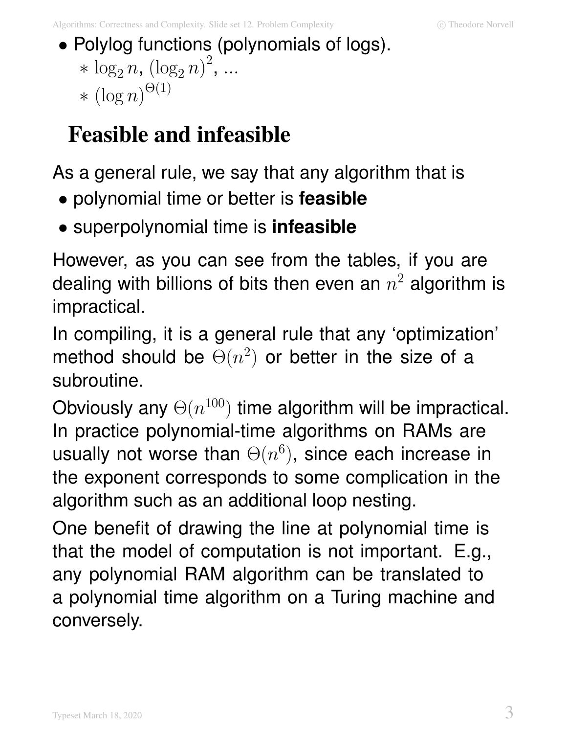- Polylog functions (polynomials of logs).
  - $\log_2 n$, $(\log_2 n)^2$, ...
  - $(\log n)^{\Theta(1)}$

# Feasible and infeasible

As a general rule, we say that any algorithm that is

- polynomial time or better is **feasible**
- superpolynomial time is **infeasible**

However, as you can see from the tables, if you are dealing with billions of bits then even an $n^2$ algorithm is impractical.

In compiling, it is a general rule that any 'optimization' method should be $\Theta(n^2)$ or better in the size of a subroutine.

Obviously any $\Theta(n^{100})$ time algorithm will be impractical. In practice polynomial-time algorithms on RAMs are usually not worse than $\Theta(n^6)$, since each increase in the exponent corresponds to some complication in the algorithm such as an additional loop nesting.

One benefit of drawing the line at polynomial time is that the model of computation is not important. E.g., any polynomial RAM algorithm can be translated to a polynomial time algorithm on a Turing machine and conversely.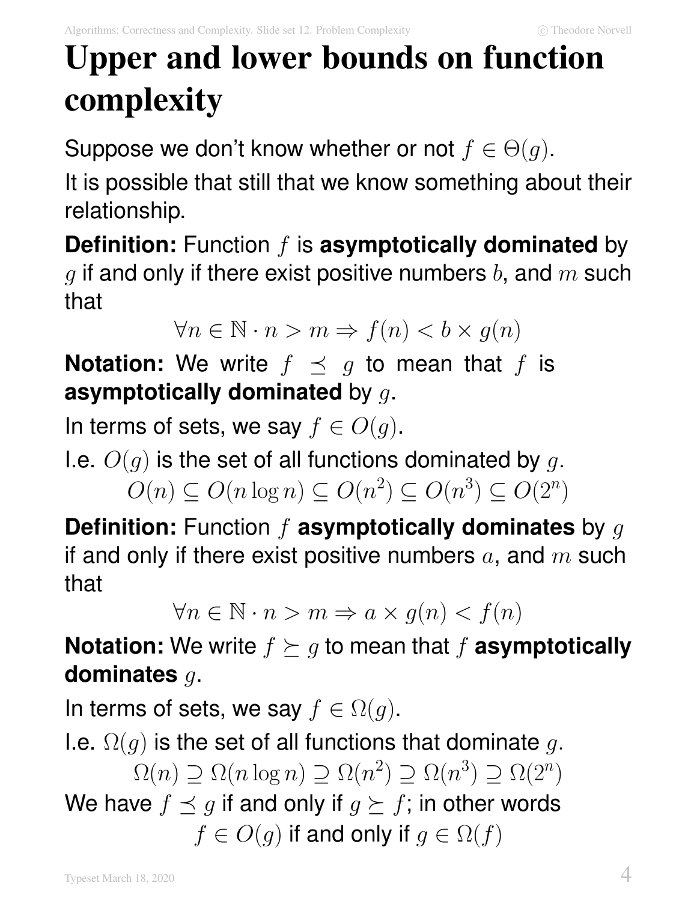# Upper and lower bounds on function complexity

Suppose we don't know whether or not $f \in \Theta(g)$.

It is possible that still that we know something about their relationship.

**Definition:** Function $f$ is **asymptotically dominated** by $g$ if and only if there exist positive numbers $b$, and $m$ such that

$$\forall n \in \mathbb{N} \cdot n > m \Rightarrow f(n) < b \times g(n)$$

**Notation:** We write $f \preceq g$ to mean that $f$ is **asymptotically dominated** by $g$.

In terms of sets, we say $f \in O(g)$.

I.e. $O(g)$ is the set of all functions dominated by $g$.

$$O(n) \subseteq O(n \log n) \subseteq O(n^2) \subseteq O(n^3) \subseteq O(2^n)$$

**Definition:** Function $f$ **asymptotically dominates** by $g$ if and only if there exist positive numbers $a$, and $m$ such that

$$\forall n \in \mathbb{N} \cdot n > m \Rightarrow a \times g(n) < f(n)$$

**Notation:** We write $f \succeq g$ to mean that $f$ **asymptotically dominates** $g$.

In terms of sets, we say $f \in \Omega(g)$.

I.e. $\Omega(g)$ is the set of all functions that dominate $g$.

$$\Omega(n) \supseteq \Omega(n \log n) \supseteq \Omega(n^2) \supseteq \Omega(n^3) \supseteq \Omega(2^n)$$

We have $f \preceq g$ if and only if $g \succeq f$; in other words

$$f \in O(g) \text{ if and only if } g \in \Omega(f)$$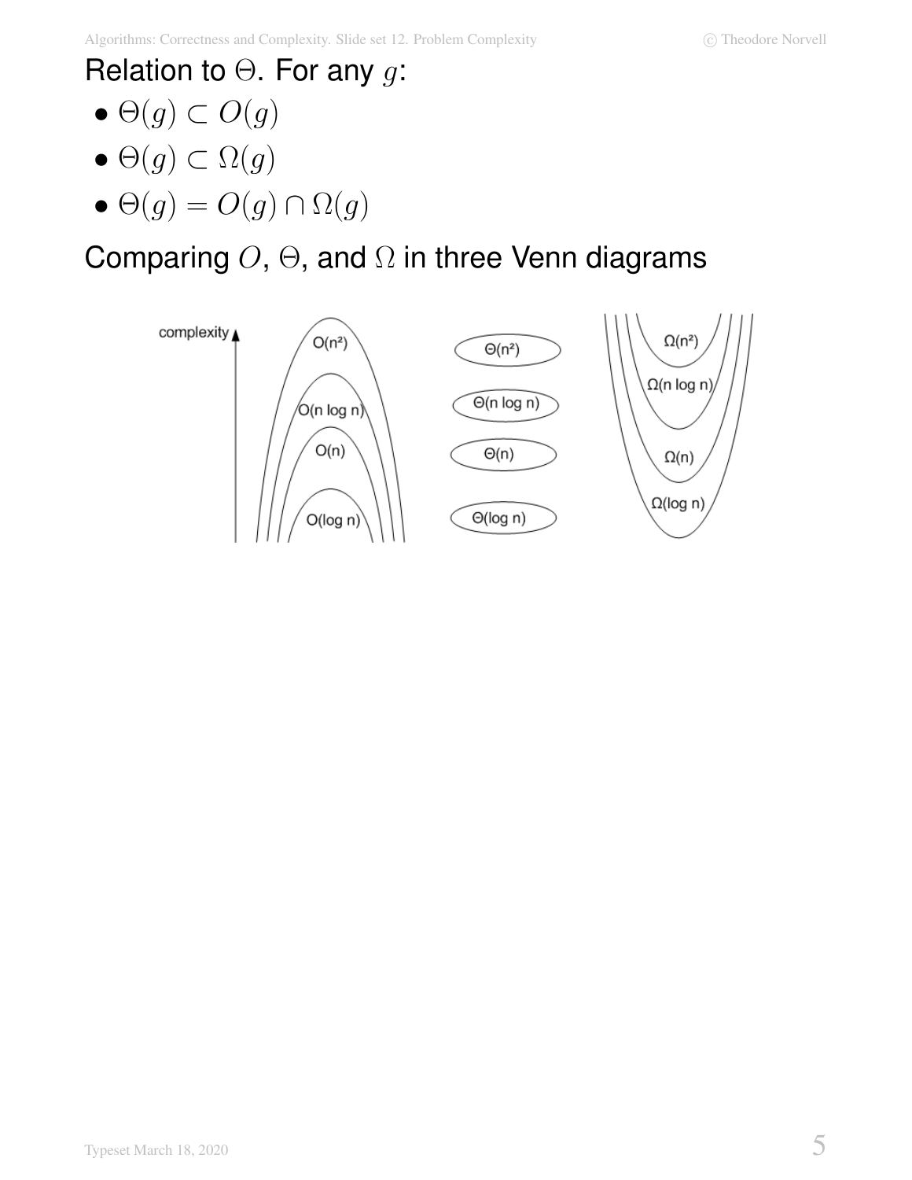Relation to $\Theta$. For any $g$:

- $\Theta(g) \subset O(g)$
- $\Theta(g) \subset \Omega(g)$
- $\Theta(g) = O(g) \cap \Omega(g)$

Comparing $O$, $\Theta$, and $\Omega$ in three Venn diagrams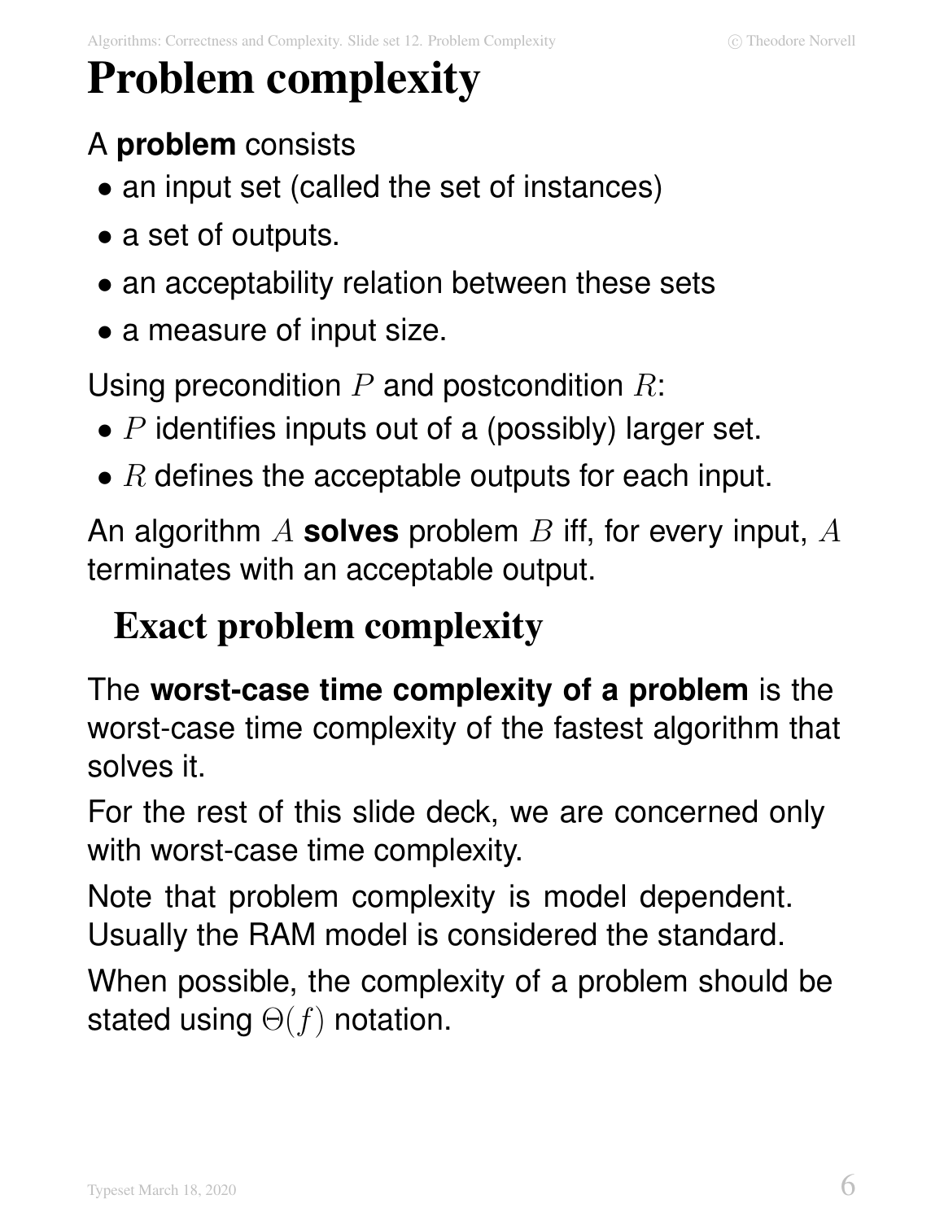# Problem complexity

A **problem** consists

- an input set (called the set of instances)
- a set of outputs.
- an acceptability relation between these sets
- a measure of input size.

Using precondition $P$ and postcondition $R$:

- $P$ identifies inputs out of a (possibly) larger set.
- $R$ defines the acceptable outputs for each input.

An algorithm $A$ **solves** problem $B$ iff, for every input, $A$ terminates with an acceptable output.

## Exact problem complexity

The **worst-case time complexity of a problem** is the worst-case time complexity of the fastest algorithm that solves it.

For the rest of this slide deck, we are concerned only with worst-case time complexity.

Note that problem complexity is model dependent. Usually the RAM model is considered the standard.

When possible, the complexity of a problem should be stated using $\Theta(f)$ notation.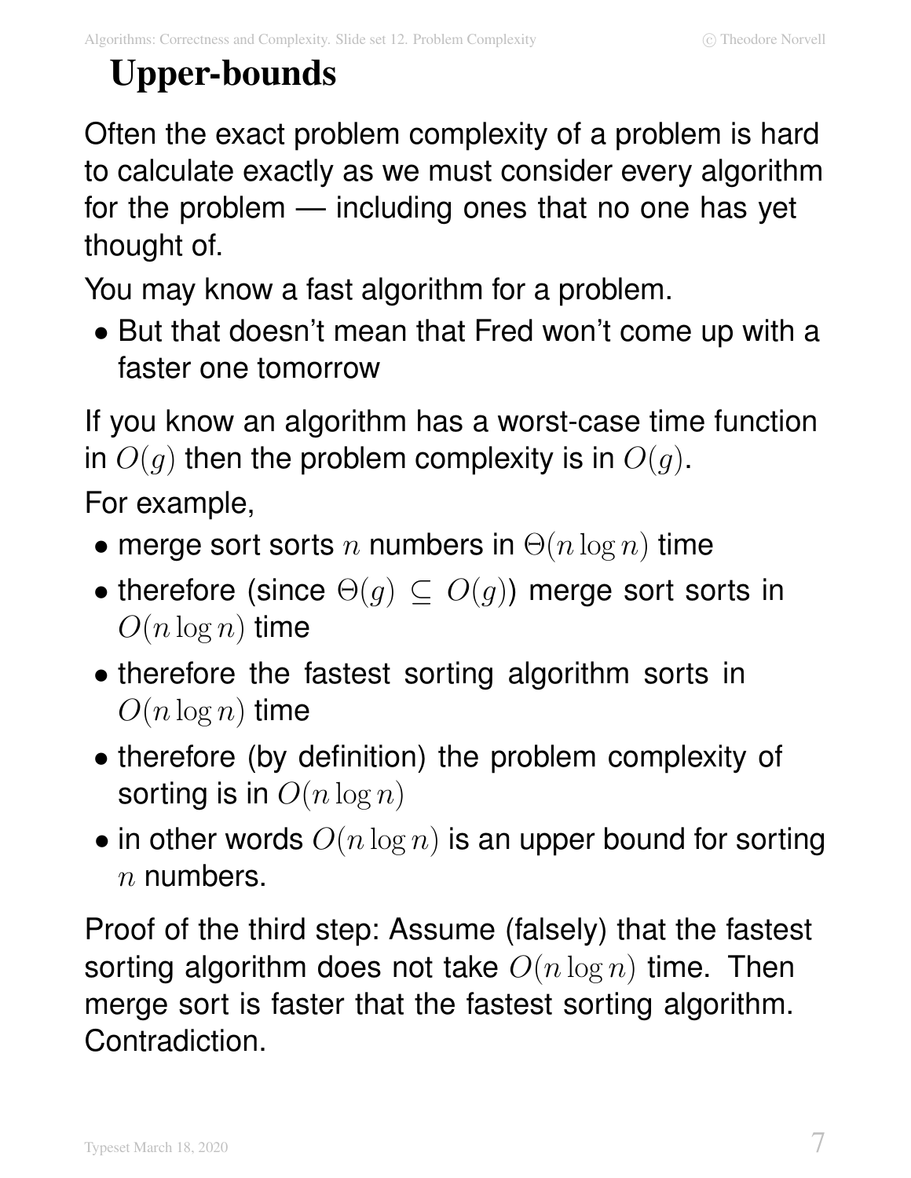# Upper-bounds

Often the exact problem complexity of a problem is hard to calculate exactly as we must consider every algorithm for the problem — including ones that no one has yet thought of.

You may know a fast algorithm for a problem.

- But that doesn't mean that Fred won't come up with a faster one tomorrow

If you know an algorithm has a worst-case time function in $O(g)$ then the problem complexity is in $O(g)$.

For example,

- merge sort sorts $n$ numbers in $\Theta(n \log n)$ time
- therefore (since $\Theta(g) \subseteq O(g)$) merge sort sorts in $O(n \log n)$ time
- therefore the fastest sorting algorithm sorts in $O(n \log n)$ time
- therefore (by definition) the problem complexity of sorting is in $O(n \log n)$
- in other words $O(n \log n)$ is an upper bound for sorting $n$ numbers.

Proof of the third step: Assume (falsely) that the fastest sorting algorithm does not take $O(n \log n)$ time. Then merge sort is faster that the fastest sorting algorithm. Contradiction.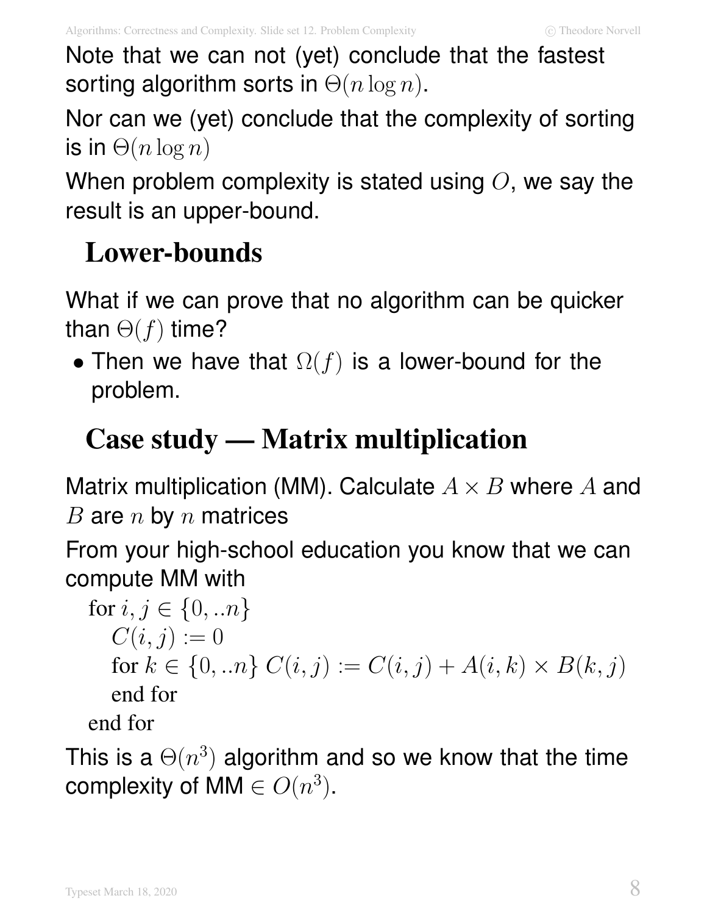Note that we can not (yet) conclude that the fastest sorting algorithm sorts in $\Theta(n \log n)$.

Nor can we (yet) conclude that the complexity of sorting is in $\Theta(n \log n)$

When problem complexity is stated using $O$, we say the result is an upper-bound.

## Lower-bounds

What if we can prove that no algorithm can be quicker than $\Theta(f)$ time?

- Then we have that $\Omega(f)$ is a lower-bound for the problem.

## Case study — Matrix multiplication

Matrix multiplication (MM). Calculate $A \times B$ where $A$ and $B$ are $n$ by $n$ matrices

From your high-school education you know that we can compute MM with

```
for i, j ∈ {0, ..n}
    C(i, j) := 0
    for k ∈ {0, ..n} C(i, j) := C(i, j) + A(i, k) × B(k, j)
    end for
end for
```

This is a $\Theta(n^3)$ algorithm and so we know that the time complexity of MM $\in O(n^3)$.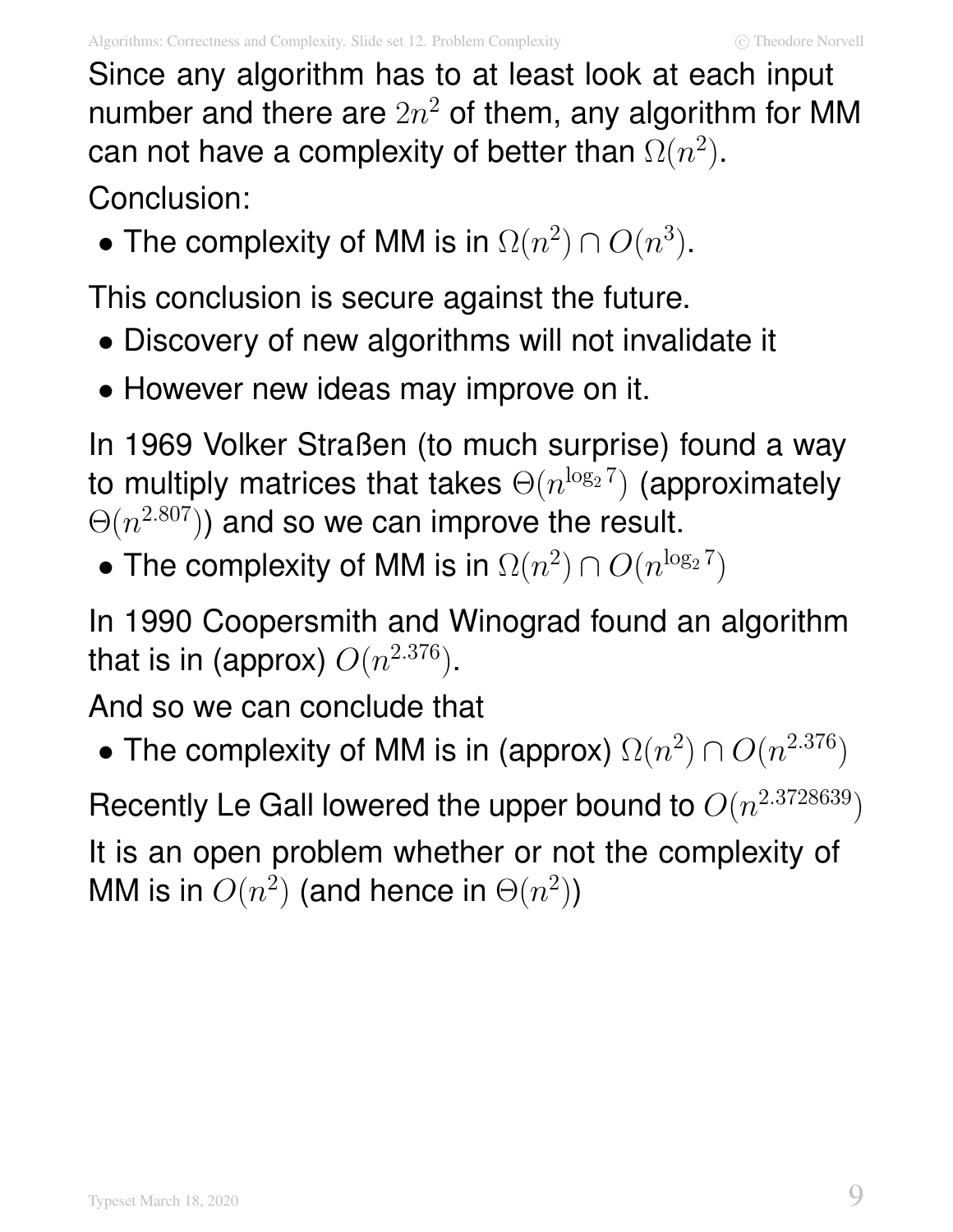Since any algorithm has to at least look at each input number and there are $2n^2$ of them, any algorithm for MM can not have a complexity of better than $\Omega(n^2)$.

Conclusion:

- The complexity of MM is in $\Omega(n^2) \cap O(n^3)$.

This conclusion is secure against the future.

- Discovery of new algorithms will not invalidate it
- However new ideas may improve on it.

In 1969 Volker Straßen (to much surprise) found a way to multiply matrices that takes $\Theta(n^{\log_2 7})$ (approximately $\Theta(n^{2.807})$) and so we can improve the result.

- The complexity of MM is in $\Omega(n^2) \cap O(n^{\log_2 7})$

In 1990 Coopersmith and Winograd found an algorithm that is in (approx) $O(n^{2.376})$.

And so we can conclude that

- The complexity of MM is in (approx) $\Omega(n^2) \cap O(n^{2.376})$

Recently Le Gall lowered the upper bound to $O(n^{2.3728639})$

It is an open problem whether or not the complexity of MM is in $O(n^2)$ (and hence in $\Theta(n^2)$)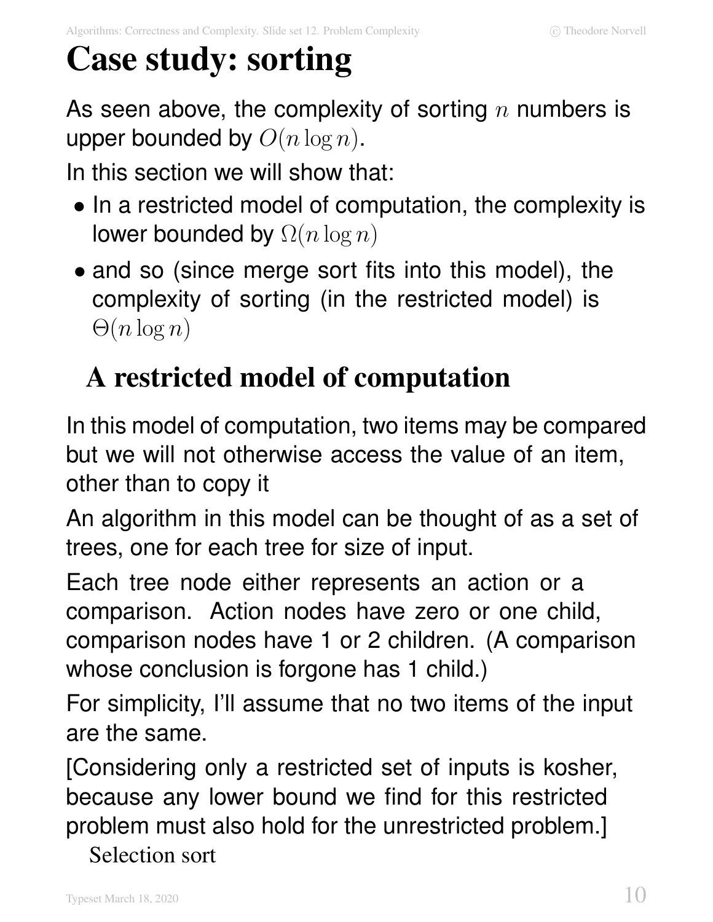# Case study: sorting

As seen above, the complexity of sorting $n$ numbers is upper bounded by $O(n \log n)$.

In this section we will show that:

- In a restricted model of computation, the complexity is lower bounded by $\Omega(n \log n)$
- and so (since merge sort fits into this model), the complexity of sorting (in the restricted model) is $\Theta(n \log n)$

## A restricted model of computation

In this model of computation, two items may be compared but we will not otherwise access the value of an item, other than to copy it

An algorithm in this model can be thought of as a set of trees, one for each tree for size of input.

Each tree node either represents an action or a comparison. Action nodes have zero or one child, comparison nodes have 1 or 2 children. (A comparison whose conclusion is forgone has 1 child.)

For simplicity, I'll assume that no two items of the input are the same.

[Considering only a restricted set of inputs is kosher, because any lower bound we find for this restricted problem must also hold for the unrestricted problem.]

Selection sort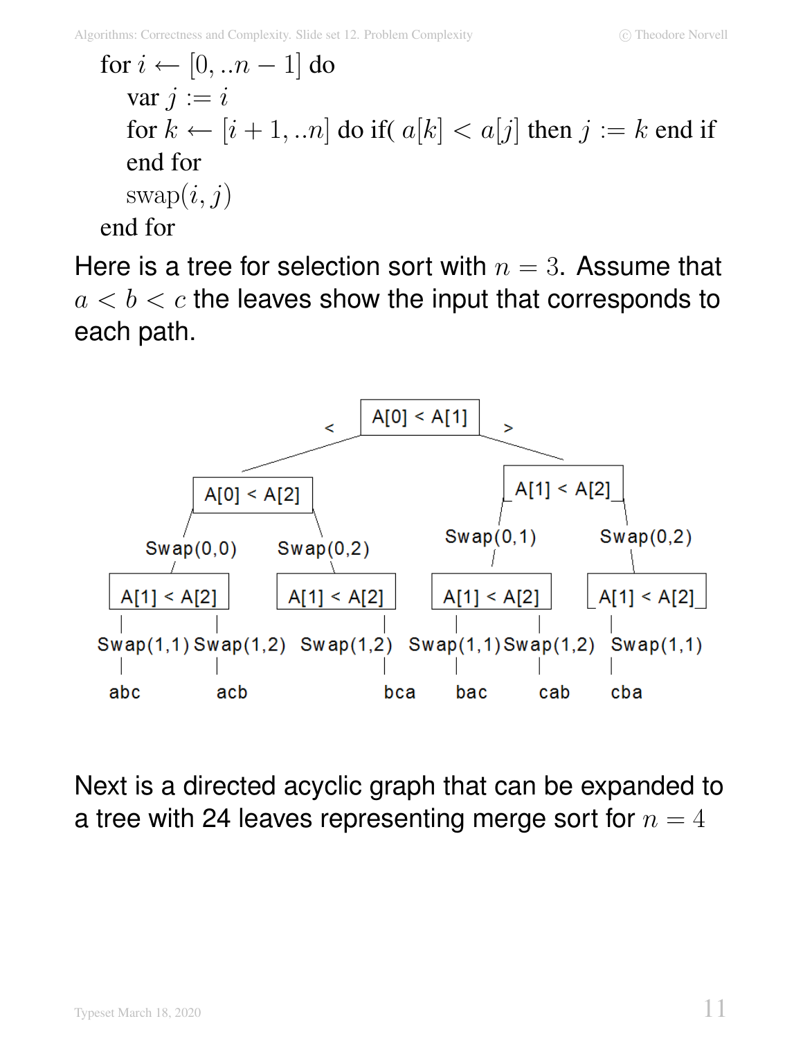for $i \leftarrow [0, ..n-1]$ do
  var $j := i$
  for $k \leftarrow [i+1, ..n]$ do if( $a[k] < a[j]$ then $j := k$ end if
  end for
  swap$(i, j)$
end for

Here is a tree for selection sort with $n = 3$. Assume that $a < b < c$ the leaves show the input that corresponds to each path.

```
                         A[0] < A[1]
                   <  /              \  >
            A[0] < A[2]               A[1] < A[2]
           /          \              /           \
     Swap(0,0)     Swap(0,2)     Swap(0,1)      Swap(0,2)
         |             |             |              |
    A[1] < A[2]   A[1] < A[2]   A[1] < A[2]    A[1] < A[2]
     |       |         |         |       |          |
Swap(1,1) Swap(1,2) Swap(1,2) Swap(1,1) Swap(1,2) Swap(1,1)
     |       |         |         |       |          |
    abc     acb       bca       bac     cab        cba
```

Next is a directed acyclic graph that can be expanded to a tree with 24 leaves representing merge sort for $n = 4$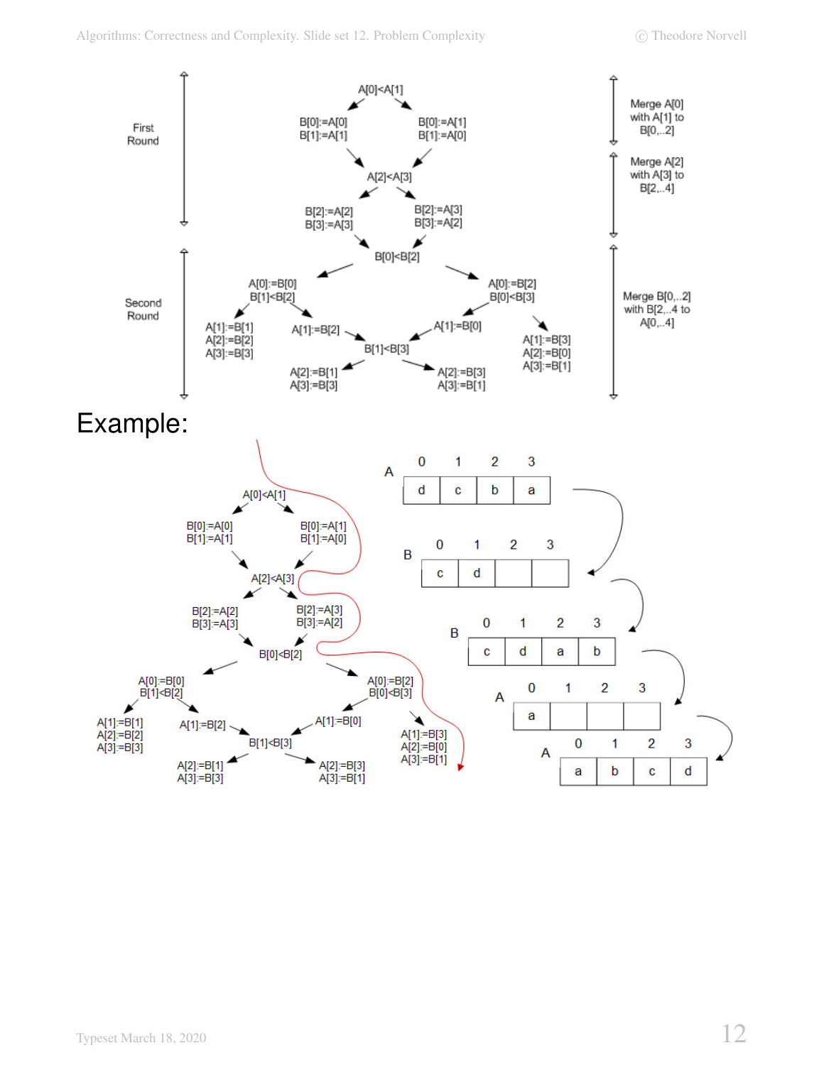First Round

A[0]<A[1]

B[0]:=A[0]
B[1]:=A[1]

B[0]:=A[1]
B[1]:=A[0]

A[2]<A[3]

B[2]:=A[2]
B[3]:=A[3]

B[2]:=A[3]
B[3]:=A[2]

Merge A[0] with A[1] to B[0,..2]

Merge A[2] with A[3] to B[2,..4]

Second Round

B[0]<B[2]

A[0]:=B[0]
B[1]<B[2]

A[0]:=B[2]
B[0]<B[3]

A[1]:=B[1]
A[2]:=B[2]
A[3]:=B[3]

A[1]:=B[2]

A[1]:=B[0]

B[1]<B[3]

A[1]:=B[3]
A[2]:=B[0]
A[3]:=B[1]

A[2]:=B[1]
A[3]:=B[3]

A[2]:=B[3]
A[3]:=B[1]

Merge B[0,..2] with B[2,..4 to A[0,..4]

Example:

A

| 0 | 1 | 2 | 3 |
|---|---|---|---|
| d | c | b | a |

B

| 0 | 1 | 2 | 3 |
|---|---|---|---|
| c | d | | |

B

| 0 | 1 | 2 | 3 |
|---|---|---|---|
| c | d | a | b |

A

| 0 | 1 | 2 | 3 |
|---|---|---|---|
| a | | | |

A

| 0 | 1 | 2 | 3 |
|---|---|---|---|
| a | b | c | d |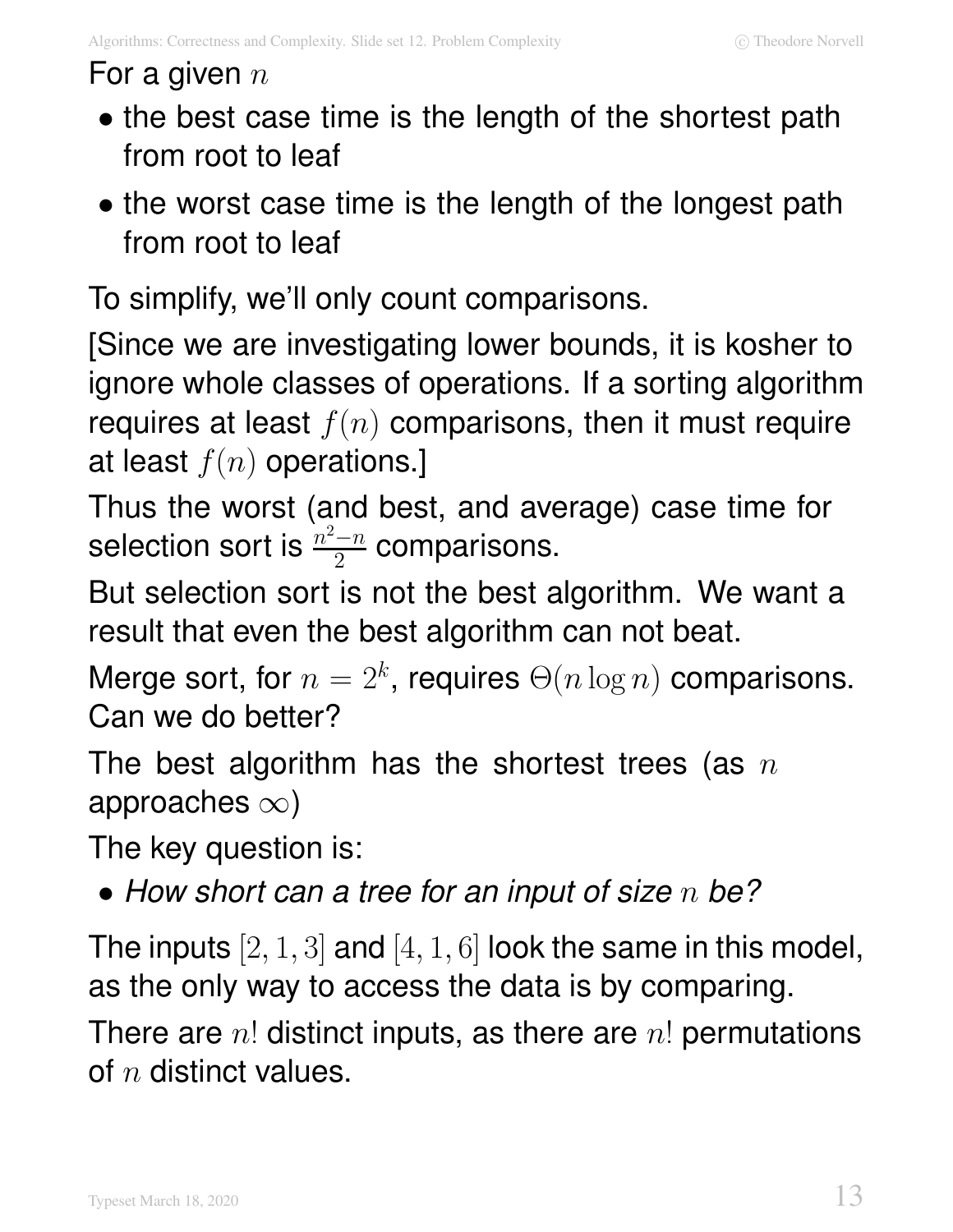For a given $n$

- the best case time is the length of the shortest path from root to leaf
- the worst case time is the length of the longest path from root to leaf

To simplify, we'll only count comparisons.

[Since we are investigating lower bounds, it is kosher to ignore whole classes of operations. If a sorting algorithm requires at least $f(n)$ comparisons, then it must require at least $f(n)$ operations.]

Thus the worst (and best, and average) case time for selection sort is $\frac{n^2-n}{2}$ comparisons.

But selection sort is not the best algorithm. We want a result that even the best algorithm can not beat.

Merge sort, for $n = 2^k$, requires $\Theta(n \log n)$ comparisons. Can we do better?

The best algorithm has the shortest trees (as $n$ approaches $\infty$)

The key question is:

- *How short can a tree for an input of size $n$ be?*

The inputs $[2, 1, 3]$ and $[4, 1, 6]$ look the same in this model, as the only way to access the data is by comparing.

There are $n!$ distinct inputs, as there are $n!$ permutations of $n$ distinct values.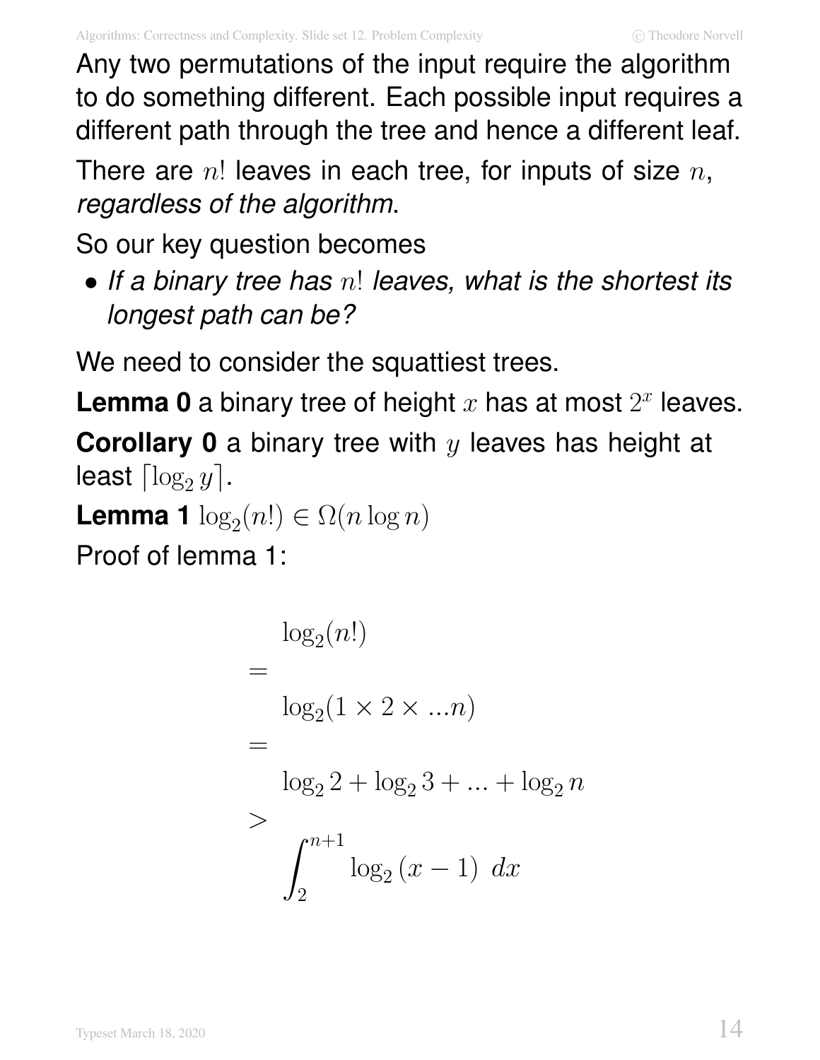Any two permutations of the input require the algorithm to do something different. Each possible input requires a different path through the tree and hence a different leaf.

There are $n!$ leaves in each tree, for inputs of size $n$, *regardless of the algorithm*.

So our key question becomes

- *If a binary tree has $n!$ leaves, what is the shortest its longest path can be?*

We need to consider the squattiest trees.

**Lemma 0** a binary tree of height $x$ has at most $2^x$ leaves.

**Corollary 0** a binary tree with $y$ leaves has height at least $\lceil \log_2 y \rceil$.

**Lemma 1** $\log_2(n!) \in \Omega(n \log n)$

Proof of lemma 1:

$$
\begin{aligned}
& \log_2(n!) \\
= \quad & \\
& \log_2(1 \times 2 \times ...n) \\
= \quad & \\
& \log_2 2 + \log_2 3 + ... + \log_2 n \\
> \quad & \\
& \int_2^{n+1} \log_2 (x-1) \ dx
\end{aligned}
$$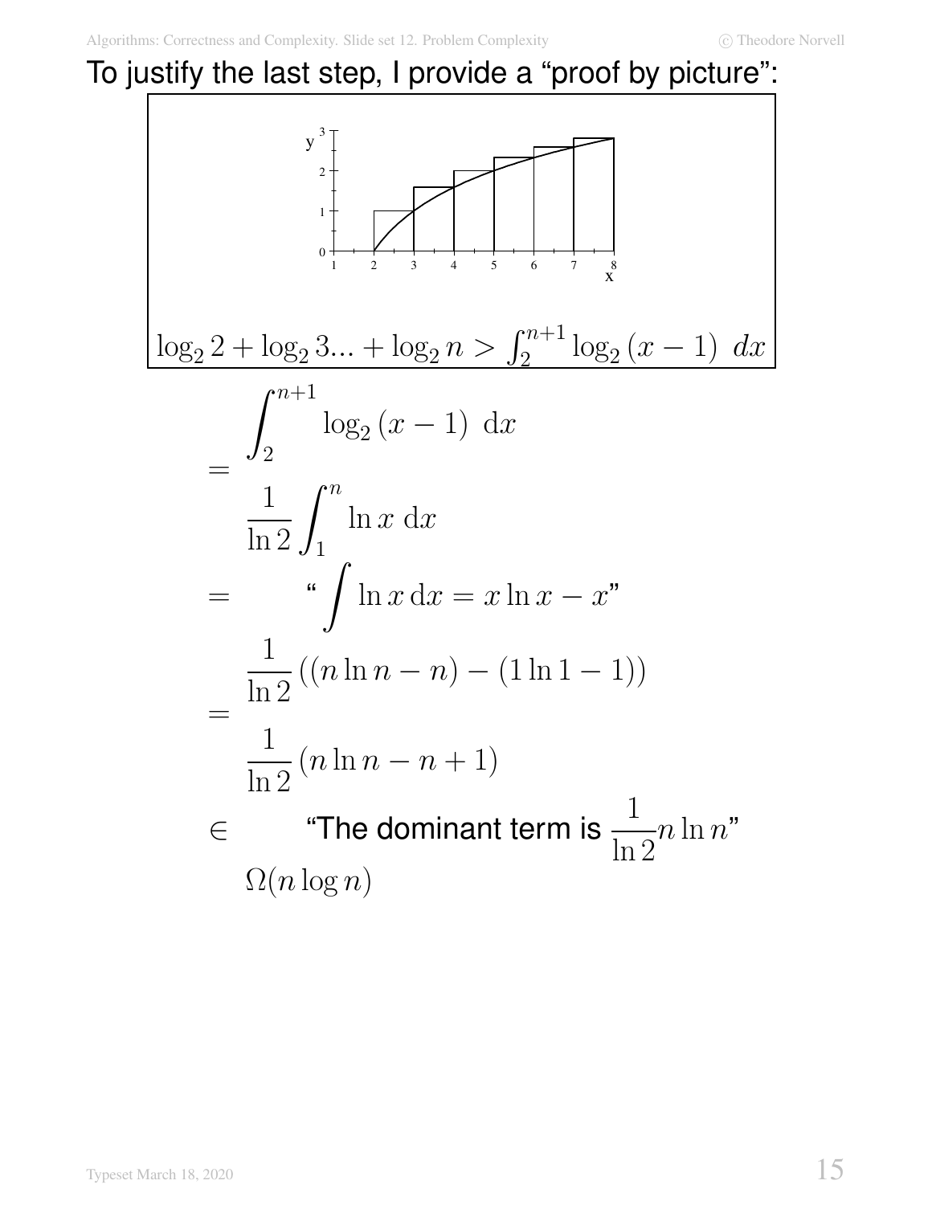To justify the last step, I provide a "proof by picture":

$$\log_2 2 + \log_2 3 ... + \log_2 n > \int_2^{n+1} \log_2 (x-1)\ dx$$

$$\int_2^{n+1} \log_2 (x-1)\ \mathrm{d}x$$

$=$

$$\frac{1}{\ln 2} \int_1^n \ln x\ \mathrm{d}x$$

$=$ "$\int \ln x\, \mathrm{d}x = x \ln x - x$"

$$\frac{1}{\ln 2} ((n \ln n - n) - (1 \ln 1 - 1))$$

$=$

$$\frac{1}{\ln 2} (n \ln n - n + 1)$$

$\in$ "The dominant term is $\frac{1}{\ln 2} n \ln n$"

$$\Omega(n \log n)$$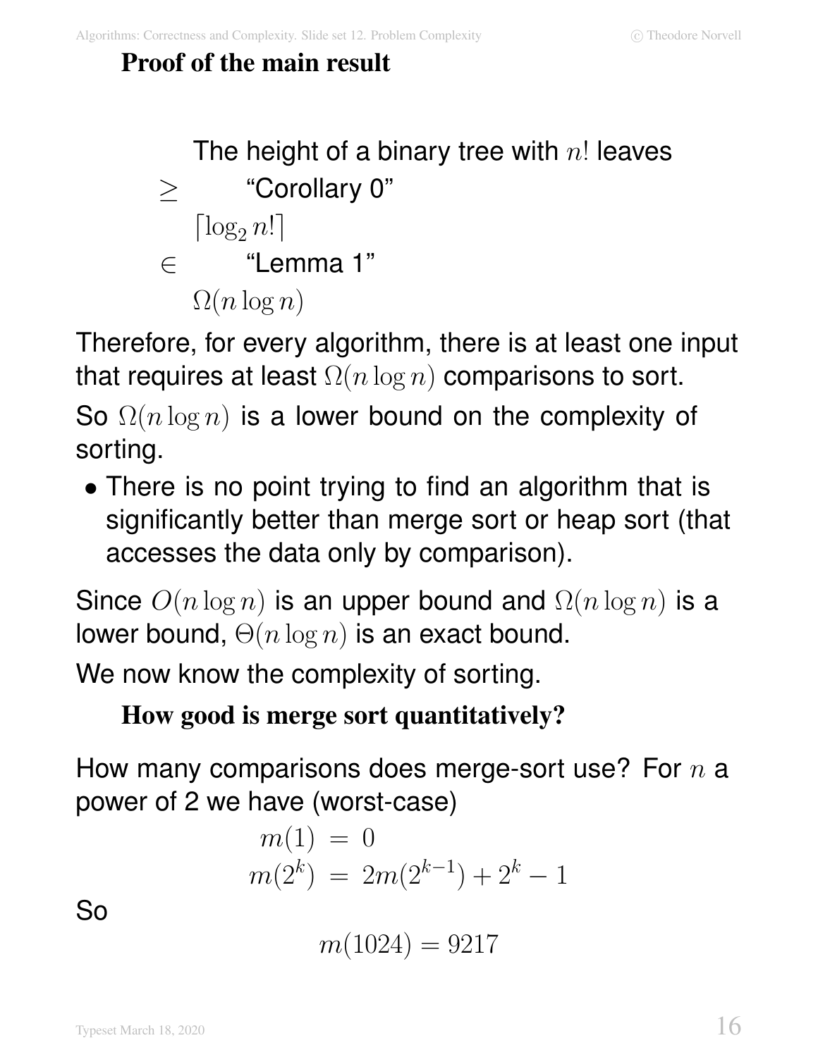## Proof of the main result

$$
\begin{aligned}
& \text{The height of a binary tree with } n! \text{ leaves} \\
\geq \quad & \text{“Corollary 0”} \\
& \lceil \log_2 n! \rceil \\
\in \quad & \text{“Lemma 1”} \\
& \Omega(n \log n)
\end{aligned}
$$

Therefore, for every algorithm, there is at least one input that requires at least $\Omega(n \log n)$ comparisons to sort.

So $\Omega(n \log n)$ is a lower bound on the complexity of sorting.

- There is no point trying to find an algorithm that is significantly better than merge sort or heap sort (that accesses the data only by comparison).

Since $O(n \log n)$ is an upper bound and $\Omega(n \log n)$ is a lower bound, $\Theta(n \log n)$ is an exact bound.

We now know the complexity of sorting.

## How good is merge sort quantitatively?

How many comparisons does merge-sort use? For $n$ a power of 2 we have (worst-case)

$$
\begin{aligned}
m(1) &= 0 \\
m(2^k) &= 2m(2^{k-1}) + 2^k - 1
\end{aligned}
$$

So

$$m(1024) = 9217$$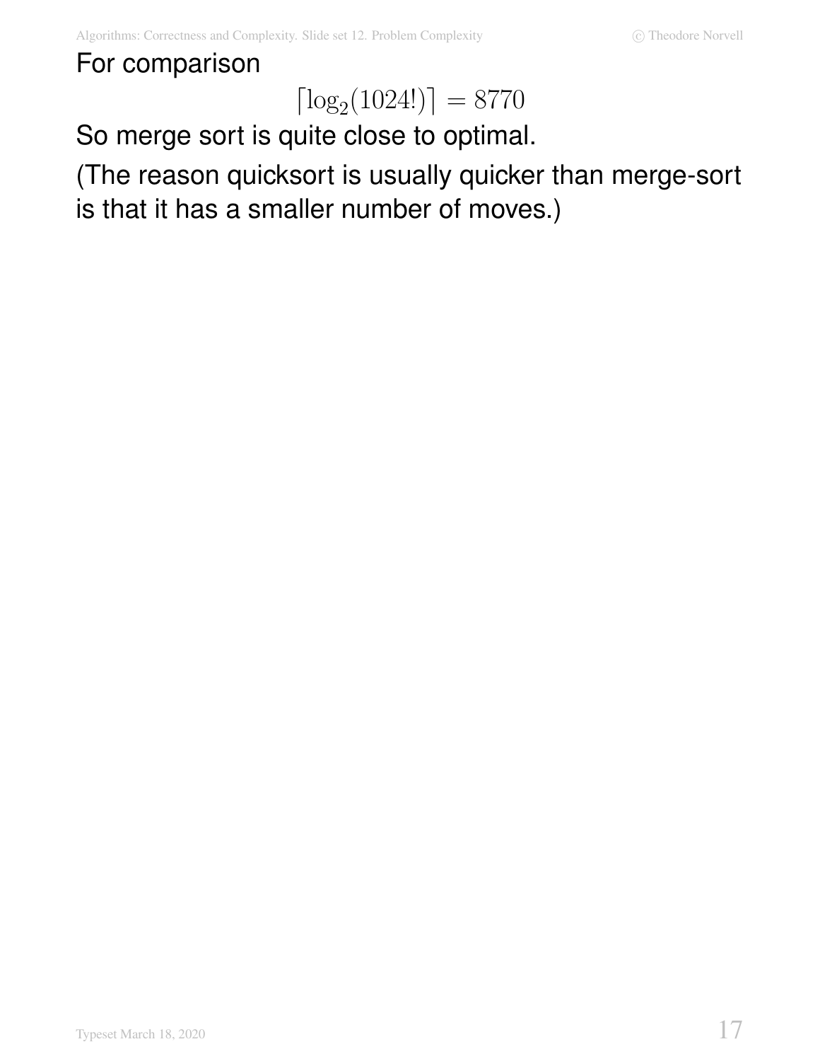For comparison

$$\lceil \log_2(1024!) \rceil = 8770$$

So merge sort is quite close to optimal.

(The reason quicksort is usually quicker than merge-sort is that it has a smaller number of moves.)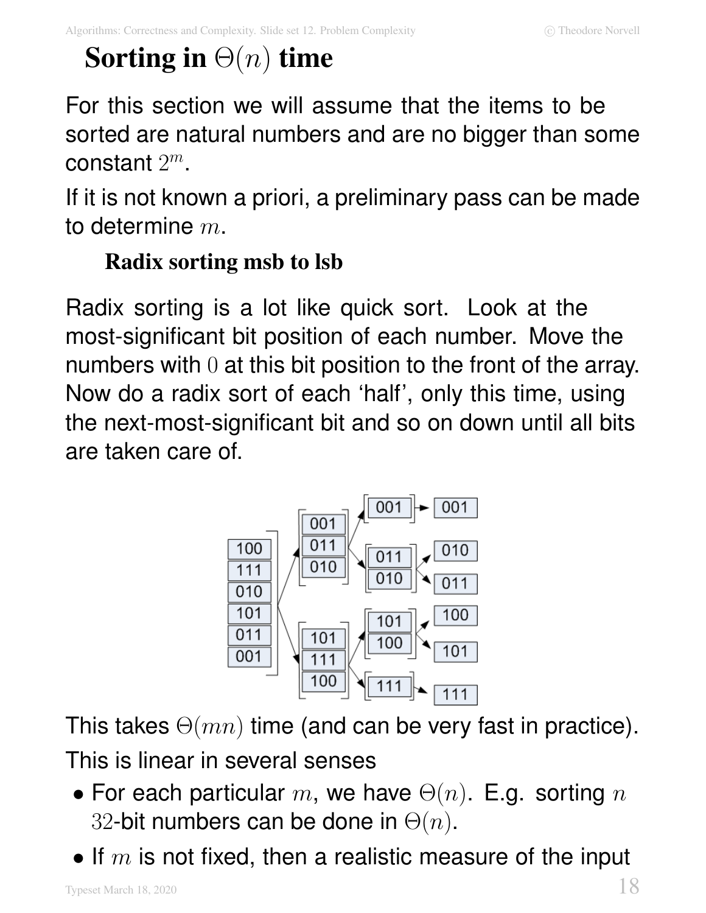# Sorting in $\Theta(n)$ time

For this section we will assume that the items to be sorted are natural numbers and are no bigger than some constant $2^m$.

If it is not known a priori, a preliminary pass can be made to determine $m$.

### Radix sorting msb to lsb

Radix sorting is a lot like quick sort. Look at the most-significant bit position of each number. Move the numbers with $0$ at this bit position to the front of the array. Now do a radix sort of each 'half', only this time, using the next-most-significant bit and so on down until all bits are taken care of.

This takes $\Theta(mn)$ time (and can be very fast in practice).

This is linear in several senses

- For each particular $m$, we have $\Theta(n)$. E.g. sorting $n$ $32$-bit numbers can be done in $\Theta(n)$.
- If $m$ is not fixed, then a realistic measure of the input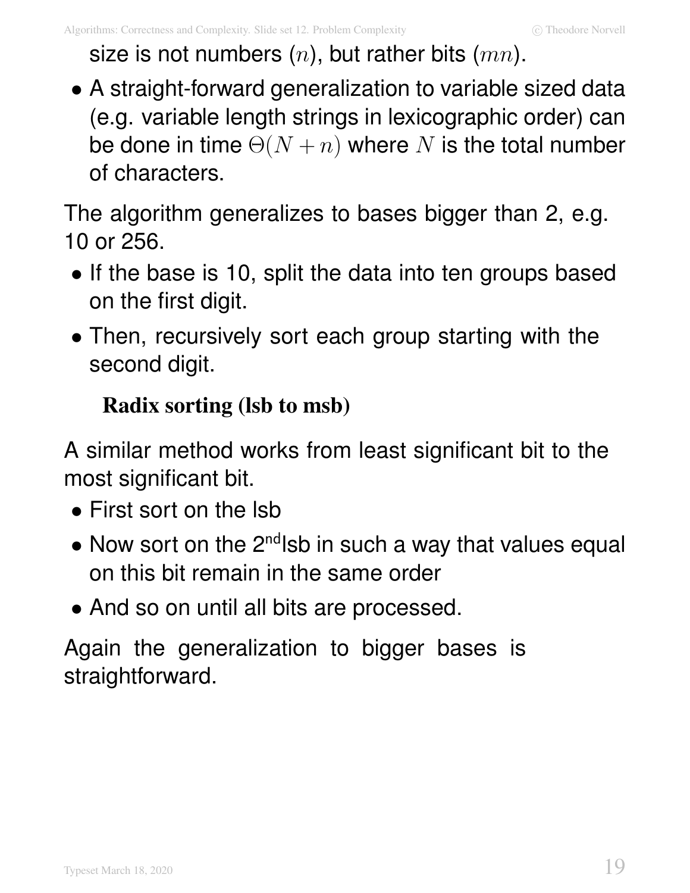size is not numbers ($n$), but rather bits ($mn$).

- A straight-forward generalization to variable sized data (e.g. variable length strings in lexicographic order) can be done in time $\Theta(N + n)$ where $N$ is the total number of characters.

The algorithm generalizes to bases bigger than 2, e.g. 10 or 256.

- If the base is 10, split the data into ten groups based on the first digit.
- Then, recursively sort each group starting with the second digit.

### Radix sorting (lsb to msb)

A similar method works from least significant bit to the most significant bit.

- First sort on the lsb
- Now sort on the 2$^{nd}$lsb in such a way that values equal on this bit remain in the same order
- And so on until all bits are processed.

Again the generalization to bigger bases is straightforward.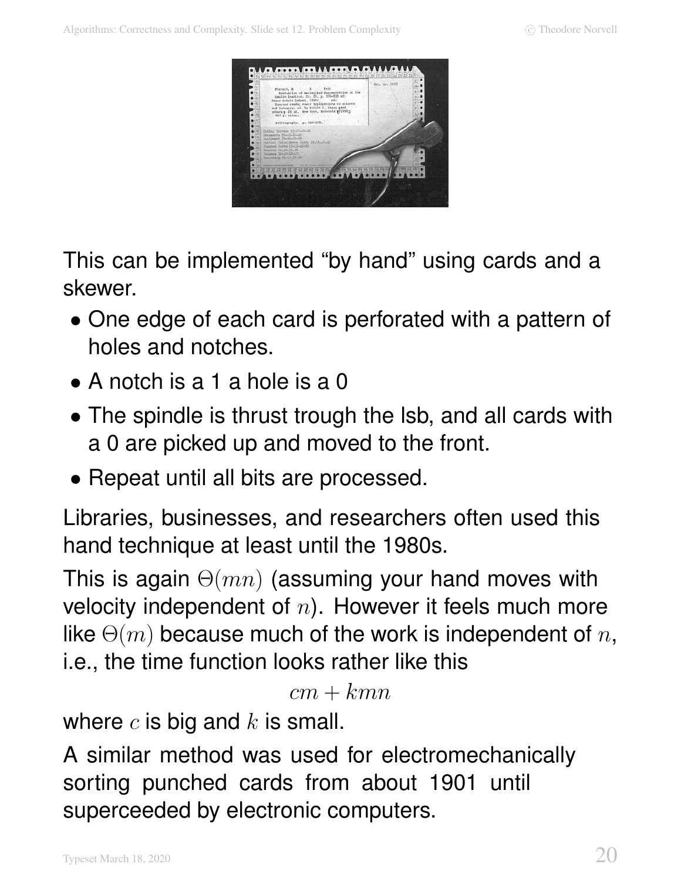This can be implemented "by hand" using cards and a skewer.

- One edge of each card is perforated with a pattern of holes and notches.
- A notch is a 1 a hole is a 0
- The spindle is thrust trough the lsb, and all cards with a 0 are picked up and moved to the front.
- Repeat until all bits are processed.

Libraries, businesses, and researchers often used this hand technique at least until the 1980s.

This is again $\Theta(mn)$ (assuming your hand moves with velocity independent of $n$). However it feels much more like $\Theta(m)$ because much of the work is independent of $n$, i.e., the time function looks rather like this

$$cm + kmn$$

where $c$ is big and $k$ is small.

A similar method was used for electromechanically sorting punched cards from about 1901 until superceeded by electronic computers.